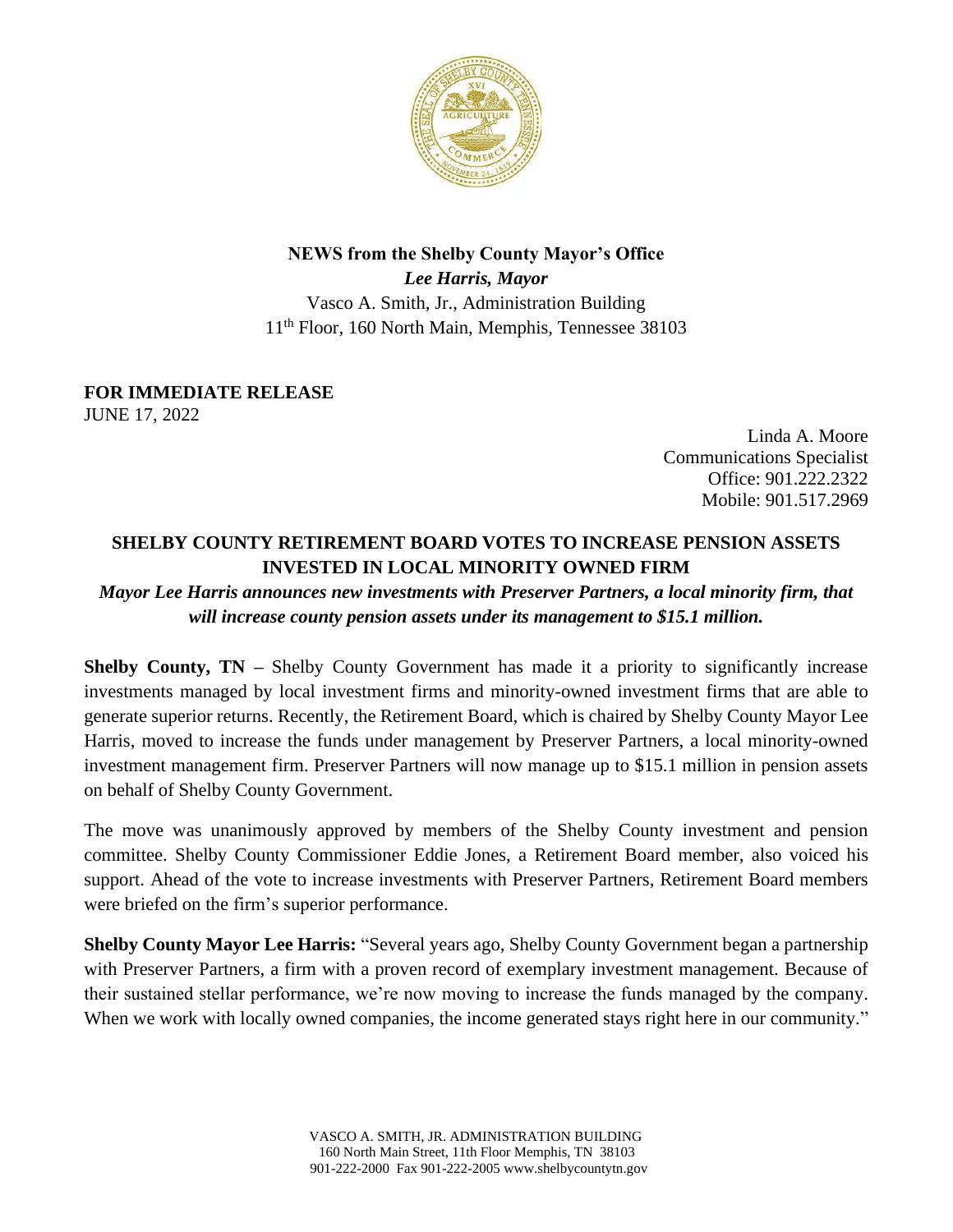**NEWS from the Shelby County Mayor's Office**

***Lee Harris, Mayor***

Vasco A. Smith, Jr., Administration Building

11th Floor, 160 North Main, Memphis, Tennessee 38103

**FOR IMMEDIATE RELEASE**

JUNE 17, 2022

Linda A. Moore
Communications Specialist
Office: 901.222.2322
Mobile: 901.517.2969

## SHELBY COUNTY RETIREMENT BOARD VOTES TO INCREASE PENSION ASSETS INVESTED IN LOCAL MINORITY OWNED FIRM

***Mayor Lee Harris announces new investments with Preserver Partners, a local minority firm, that will increase county pension assets under its management to $15.1 million.***

**Shelby County, TN** – Shelby County Government has made it a priority to significantly increase investments managed by local investment firms and minority-owned investment firms that are able to generate superior returns. Recently, the Retirement Board, which is chaired by Shelby County Mayor Lee Harris, moved to increase the funds under management by Preserver Partners, a local minority-owned investment management firm. Preserver Partners will now manage up to $15.1 million in pension assets on behalf of Shelby County Government.

The move was unanimously approved by members of the Shelby County investment and pension committee. Shelby County Commissioner Eddie Jones, a Retirement Board member, also voiced his support. Ahead of the vote to increase investments with Preserver Partners, Retirement Board members were briefed on the firm's superior performance.

**Shelby County Mayor Lee Harris:** "Several years ago, Shelby County Government began a partnership with Preserver Partners, a firm with a proven record of exemplary investment management. Because of their sustained stellar performance, we're now moving to increase the funds managed by the company. When we work with locally owned companies, the income generated stays right here in our community."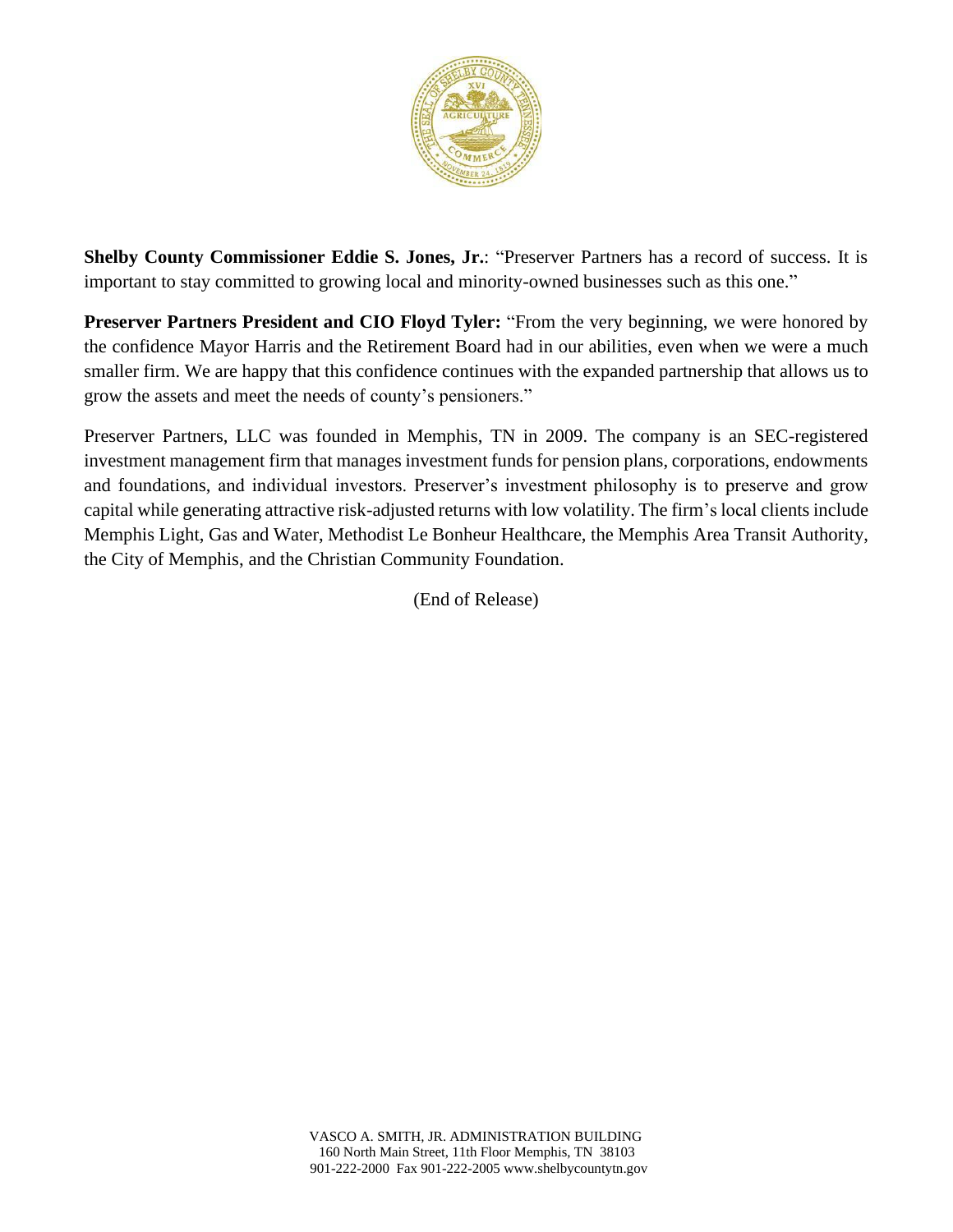**Shelby County Commissioner Eddie S. Jones, Jr.**: "Preserver Partners has a record of success. It is important to stay committed to growing local and minority-owned businesses such as this one."

**Preserver Partners President and CIO Floyd Tyler:** "From the very beginning, we were honored by the confidence Mayor Harris and the Retirement Board had in our abilities, even when we were a much smaller firm. We are happy that this confidence continues with the expanded partnership that allows us to grow the assets and meet the needs of county's pensioners."

Preserver Partners, LLC was founded in Memphis, TN in 2009. The company is an SEC-registered investment management firm that manages investment funds for pension plans, corporations, endowments and foundations, and individual investors. Preserver's investment philosophy is to preserve and grow capital while generating attractive risk-adjusted returns with low volatility. The firm's local clients include Memphis Light, Gas and Water, Methodist Le Bonheur Healthcare, the Memphis Area Transit Authority, the City of Memphis, and the Christian Community Foundation.

(End of Release)

VASCO A. SMITH, JR. ADMINISTRATION BUILDING
160 North Main Street, 11th Floor Memphis, TN 38103
901-222-2000 Fax 901-222-2005 www.shelbycountytn.gov